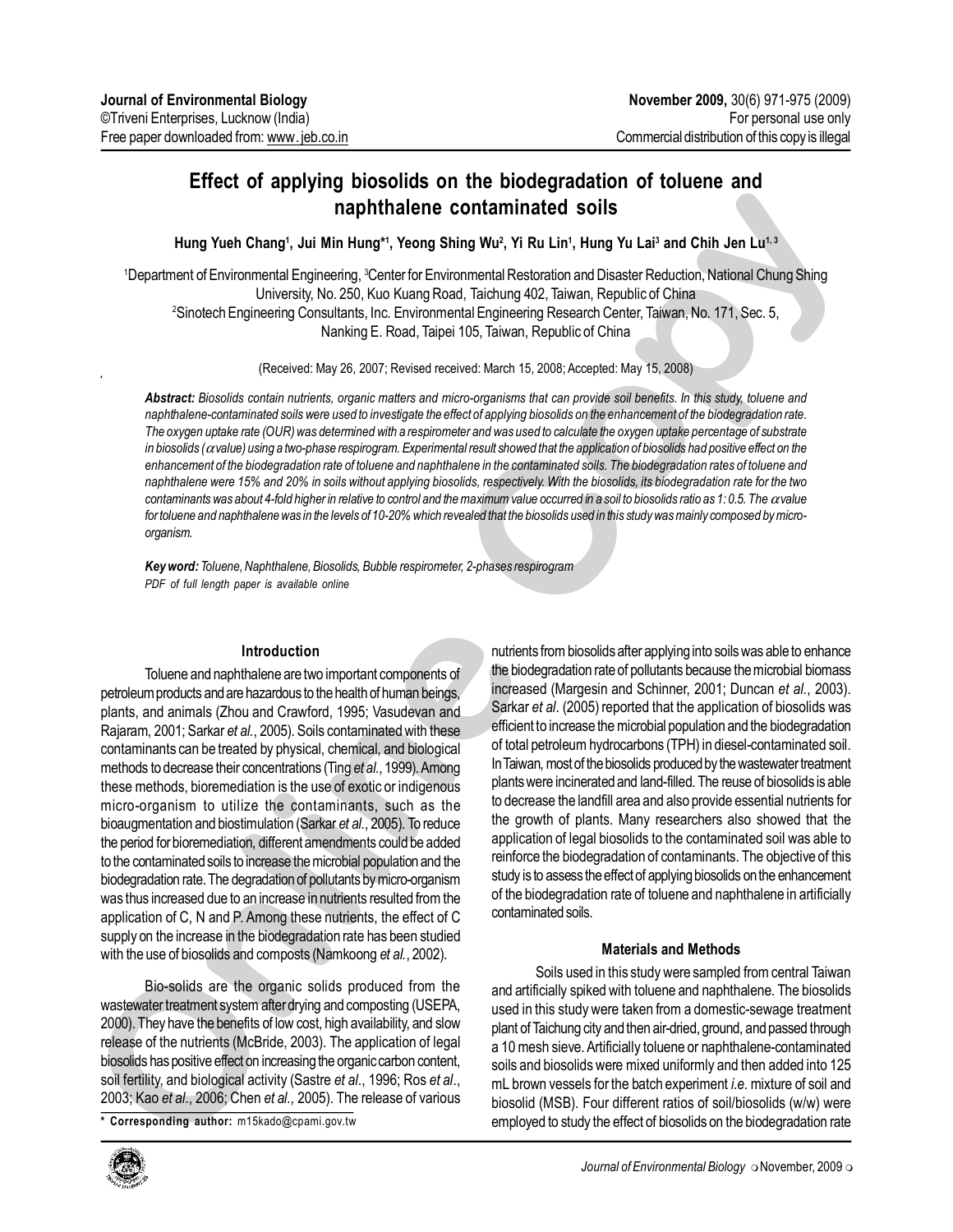# Effect of applying biosolids on the biodegradation of toluene and naphthalene contaminated soils

**Hung Yueh Chang[1], Jui Min Hung*[1], Yeong Shing Wu[2], Yi Ru Lin[1], Hung Yu Lai[3] and Chih Jen Lu[1,3]**

[1]Department of Environmental Engineering, [3]Center for Environmental Restoration and Disaster Reduction, National Chung Shing University, No. 250, Kuo Kuang Road, Taichung 402, Taiwan, Republic of China
[2]Sinotech Engineering Consultants, Inc. Environmental Engineering Research Center, Taiwan, No. 171, Sec. 5, Nanking E. Road, Taipei 105, Taiwan, Republic of China

(Received: May 26, 2007; Revised received: March 15, 2008; Accepted: May 15, 2008)

***Abstract:*** *Biosolids contain nutrients, organic matters and micro-organisms that can provide soil benefits. In this study, toluene and naphthalene-contaminated soils were used to investigate the effect of applying biosolids on the enhancement of the biodegradation rate. The oxygen uptake rate (OUR) was determined with a respirometer and was used to calculate the oxygen uptake percentage of substrate in biosolids ($\alpha$ value) using a two-phase respirogram. Experimental result showed that the application of biosolids had positive effect on the enhancement of the biodegradation rate of toluene and naphthalene in the contaminated soils. The biodegradation rates of toluene and naphthalene were 15% and 20% in soils without applying biosolids, respectively. With the biosolids, its biodegradation rate for the two contaminants was about 4-fold higher in relative to control and the maximum value occurred in a soil to biosolids ratio as 1: 0.5. The $\alpha$ value for toluene and naphthalene was in the levels of 10-20% which revealed that the biosolids used in this study was mainly composed by micro-organism.*

***Key word:*** *Toluene, Naphthalene, Biosolids, Bubble respirometer, 2-phases respirogram*

*PDF of full length paper is available online*

## Introduction

Toluene and naphthalene are two important components of petroleum products and are hazardous to the health of human beings, plants, and animals (Zhou and Crawford, 1995; Vasudevan and Rajaram, 2001; Sarkar *et al.*, 2005). Soils contaminated with these contaminants can be treated by physical, chemical, and biological methods to decrease their concentrations (Ting *et al.*, 1999). Among these methods, bioremediation is the use of exotic or indigenous micro-organism to utilize the contaminants, such as the bioaugmentation and biostimulation (Sarkar *et al.*, 2005). To reduce the period for bioremediation, different amendments could be added to the contaminated soils to increase the microbial population and the biodegradation rate. The degradation of pollutants by micro-organism was thus increased due to an increase in nutrients resulted from the application of C, N and P. Among these nutrients, the effect of C supply on the increase in the biodegradation rate has been studied with the use of biosolids and composts (Namkoong *et al.*, 2002).

Bio-solids are the organic solids produced from the wastewater treatment system after drying and composting (USEPA, 2000). They have the benefits of low cost, high availability, and slow release of the nutrients (McBride, 2003). The application of legal biosolids has positive effect on increasing the organic carbon content, soil fertility, and biological activity (Sastre *et al.*, 1996; Ros *et al.*, 2003; Kao *et al.*, 2006; Chen *et al.,* 2005). The release of various nutrients from biosolids after applying into soils was able to enhance the biodegradation rate of pollutants because the microbial biomass increased (Margesin and Schinner, 2001; Duncan *et al.*, 2003). Sarkar *et al*. (2005) reported that the application of biosolids was efficient to increase the microbial population and the biodegradation of total petroleum hydrocarbons (TPH) in diesel-contaminated soil. In Taiwan, most of the biosolids produced by the wastewater treatment plants were incinerated and land-filled. The reuse of biosolids is able to decrease the landfill area and also provide essential nutrients for the growth of plants. Many researchers also showed that the application of legal biosolids to the contaminated soil was able to reinforce the biodegradation of contaminants. The objective of this study is to assess the effect of applying biosolids on the enhancement of the biodegradation rate of toluene and naphthalene in artificially contaminated soils.

## Materials and Methods

Soils used in this study were sampled from central Taiwan and artificially spiked with toluene and naphthalene. The biosolids used in this study were taken from a domestic-sewage treatment plant of Taichung city and then air-dried, ground, and passed through a 10 mesh sieve. Artificially toluene or naphthalene-contaminated soils and biosolids were mixed uniformly and then added into 125 mL brown vessels for the batch experiment *i.e.* mixture of soil and biosolid (MSB). Four different ratios of soil/biosolids (w/w) were employed to study the effect of biosolids on the biodegradation rate

\* **Corresponding author:** m15kado@cpami.gov.tw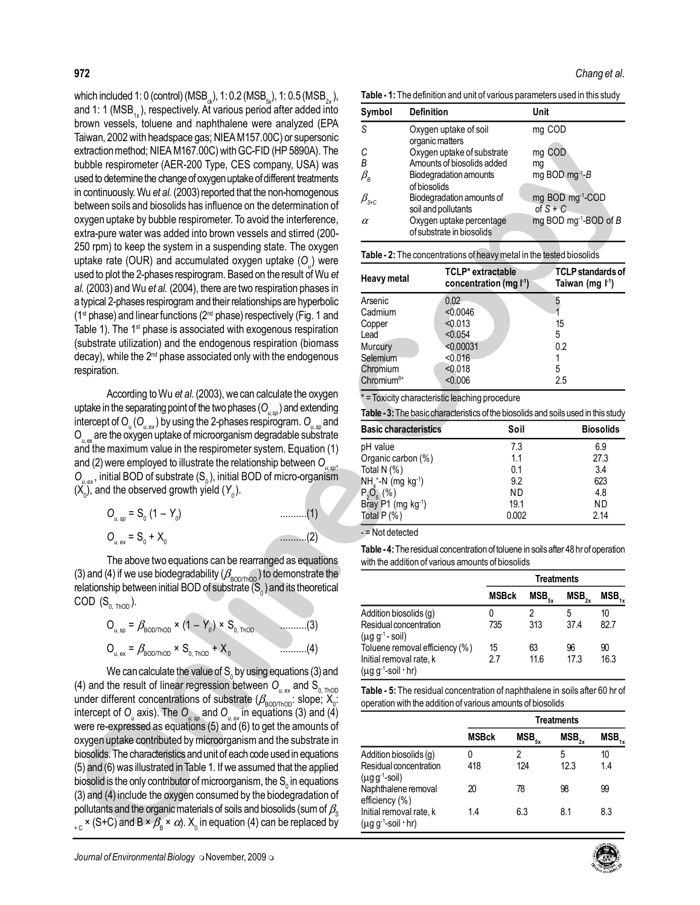which included 1: 0 (control) ($MSB_{ck}$), 1: 0.2 ($MSB_{5x}$), 1: 0.5 ($MSB_{2x}$), and 1: 1 ($MSB_{1x}$), respectively. At various period after added into brown vessels, toluene and naphthalene were analyzed (EPA Taiwan, 2002 with headspace gas; NIEA M157.00C) or supersonic extraction method; NIEA M167.00C) with GC-FID (HP 5890A). The bubble respirometer (AER-200 Type, CES company, USA) was used to determine the change of oxygen uptake of different treatments in continuously. Wu *et al.* (2003) reported that the non-homogenous between soils and biosolids has influence on the determination of oxygen uptake by bubble respirometer. To avoid the interference, extra-pure water was added into brown vessels and stirred (200-250 rpm) to keep the system in a suspending state. The oxygen uptake rate (OUR) and accumulated oxygen uptake ($O_u$) were used to plot the 2-phases respirogram. Based on the result of Wu *et al.* (2003) and Wu *et al.* (2004), there are two respiration phases in a typical 2-phases respirogram and their relationships are hyperbolic (1st phase) and linear functions (2nd phase) respectively (Fig. 1 and Table 1). The 1st phase is associated with exogenous respiration (substrate utilization) and the endogenous respiration (biomass decay), while the 2nd phase associated only with the endogenous respiration.

According to Wu *et al.* (2003), we can calculate the oxygen uptake in the separating point of the two phases ($O_{u,sp}$) and extending intercept of $O_u$ ($O_{u,ex}$) by using the 2-phases respirogram. $O_{u,sp}$ and $O_{u,ex}$ are the oxygen uptake of microorganism degradable substrate and the maximum value in the respirometer system. Equation (1) and (2) were employed to illustrate the relationship between $O_{u,sp}$, $O_{u,ex}$, initial BOD of substrate ($S_0$), initial BOD of micro-organism ($X_0$), and the observed growth yield ($Y_0$).

$$O_{u,sp} = S_0 (1 - Y_0) \quad \text{..........(1)}$$

$$O_{u,ex} = S_0 + X_0 \quad \text{..........(2)}$$

The above two equations can be rearranged as equations (3) and (4) if we use biodegradability ($\beta_{BOD/ThOD}$) to demonstrate the relationship between initial BOD of substrate ($S_0$) and its theoretical COD ($S_{0,ThOD}$).

$$O_{u,sp} = \beta_{BOD/ThOD} \times (1 - Y_0) \times S_{0,ThOD} \quad \text{..........(3)}$$

$$O_{u,ex} = \beta_{BOD/ThOD} \times S_{0,ThOD} + X_0 \quad \text{..........(4)}$$

We can calculate the value of $S_0$ by using equations (3) and (4) and the result of linear regression between $O_{u,ex}$ and $S_{0,ThOD}$ under different concentrations of substrate ($\beta_{BOD/ThOD}$: slope; $X_0$: intercept of $O_u$ axis). The $O_{u,sp}$ and $O_{u,ex}$ in equations (3) and (4) were re-expressed as equations (5) and (6) to get the amounts of oxygen uptake contributed by microorganism and the substrate in biosolids. The characteristics and unit of each code used in equations (5) and (6) was illustrated in Table 1. If we assumed that the applied biosolid is the only contributor of microorganism, the $S_0$ in equations (3) and (4) include the oxygen consumed by the biodegradation of pollutants and the organic materials of soils and biosolids (sum of $\beta_{S+C} \times (S+C)$ and $B \times \beta_B \times \alpha$). $X_0$ in equation (4) can be replaced by

**Table - 1:** The definition and unit of various parameters used in this study

| Symbol | Definition | Unit |
|---|---|---|
| $S$ | Oxygen uptake of soil organic matters | mg COD |
| $C$ | Oxygen uptake of substrate | mg COD |
| $B$ | Amounts of biosolids added | mg |
| $\beta_B$ | Biodegradation amounts of biosolids | mg BOD $mg^{-1}$-$B$ |
| $\beta_{S+C}$ | Biodegradation amounts of soil and pollutants | mg BOD $mg^{-1}$-COD of $S + C$ |
| $\alpha$ | Oxygen uptake percentage of substrate in biosolids | mg BOD $mg^{-1}$-BOD of $B$ |

**Table - 2:** The concentrations of heavy metal in the tested biosolids

| Heavy metal | TCLP* extractable concentration (mg $l^{-1}$) | TCLP standards of Taiwan (mg $l^{-1}$) |
|---|---|---|
| Arsenic | 0.02 | 5 |
| Cadmium | <0.0046 | 1 |
| Copper | <0.013 | 15 |
| Lead | <0.054 | 5 |
| Murcury | <0.00031 | 0.2 |
| Selemium | <0.016 | 1 |
| Chromium | <0.018 | 5 |
| $Chromium^{6+}$ | <0.006 | 2.5 |

\* = Toxicity characteristic leaching procedure

**Table - 3:** The basic characteristics of the biosolids and soils used in this study

| Basic characteristics | Soil | Biosolids |
|---|---|---|
| pH value | 7.3 | 6.9 |
| Organic carbon (%) | 1.1 | 27.3 |
| Total N (%) | 0.1 | 3.4 |
| $NH_4^+$-N (mg $kg^{-1}$) | 9.2 | 623 |
| $P_2O_5$ (%) | ND | 4.8 |
| Bray P1 (mg $kg^{-1}$) | 19.1 | ND |
| Total P (%) | 0.002 | 2.14 |

\- = Not detected

**Table - 4:** The residual concentration of toluene in soils after 48 hr of operation with the addition of various amounts of biosolids

| | Treatments | | | |
|---|---|---|---|---|
| | MSBck | $MSB_{5x}$ | $MSB_{2x}$ | $MSB_{1x}$ |
| Addition biosolids (g) | 0 | 2 | 5 | 10 |
| Residual concentration (μg $g^{-1}$ - soil) | 735 | 313 | 37.4 | 82.7 |
| Toluene removal efficiency (%) | 15 | 63 | 96 | 90 |
| Initial removal rate, k (μg $g^{-1}$-soil · hr) | 2.7 | 11.6 | 17.3 | 16.3 |

**Table - 5:** The residual concentration of naphthalene in soils after 60 hr of operation with the addition of various amounts of biosolids

| | Treatments | | | |
|---|---|---|---|---|
| | MSBck | $MSB_{5x}$ | $MSB_{2x}$ | $MSB_{1x}$ |
| Addition biosolids (g) | 0 | 2 | 5 | 10 |
| Residual concentration (μg $g^{-1}$-soil) | 418 | 124 | 12.3 | 1.4 |
| Naphthalene removal efficiency (%) | 20 | 78 | 98 | 99 |
| Initial removal rate, k (μg $g^{-1}$-soil · hr) | 1.4 | 6.3 | 8.1 | 8.3 |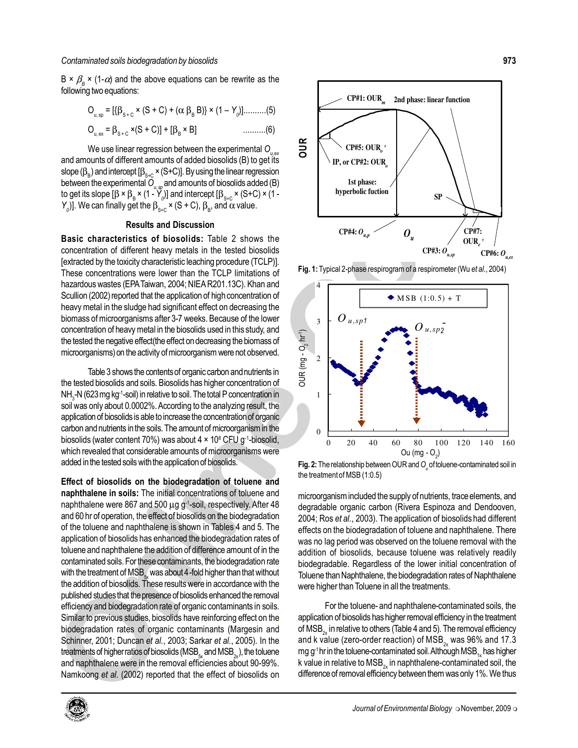B × $\beta_B$ × (1-$\alpha$) and the above equations can be rewrite as the following two equations:

$$O_{u,sp} = [\{\beta_{S+C} \times (S + C) + (\alpha\ \beta_B\ B)\} \times (1 - Y_0)] \quad (5)$$

$$O_{u,ex} = \beta_{S+C} \times (S + C)] + [\beta_B \times B] \quad (6)$$

We use linear regression between the experimental $O_{u,ex}$ and amounts of different amounts of added biosolids (B) to get its slope ($\beta_B$) and intercept [$\beta_{S+C}$ × (S+C)]. By using the linear regression between the experimental $O_{u,sp}$ and amounts of biosolids added (B) to get its slope [$\beta$ × $\beta_B$ × (1 - $Y_0$)] and intercept [$\beta_{S+C}$ × (S+C) × (1 - $Y_0$)]. We can finally get the $\beta_{S+C}$ × (S + C), $\beta_B$, and $\alpha$ value.

## Results and Discussion

**Basic characteristics of biosolids:** Table 2 shows the concentration of different heavy metals in the tested biosolids [extracted by the toxicity characteristic leaching procedure (TCLP)]. These concentrations were lower than the TCLP limitations of hazardous wastes (EPA Taiwan, 2004; NIEA R201.13C). Khan and Scullion (2002) reported that the application of high concentration of heavy metal in the sludge had significant effect on decreasing the biomass of microorganisms after 3-7 weeks. Because of the lower concentration of heavy metal in the biosolids used in this study, and the tested the negative effect(the effect on decreasing the biomass of microorganisms) on the activity of microorganism were not observed.

Table 3 shows the contents of organic carbon and nutrients in the tested biosolids and soils. Biosolids has higher concentration of $NH_3$-N (623 mg kg$^{-1}$-soil) in relative to soil. The total P concentration in soil was only about 0.0002%. According to the analyzing result, the application of biosolids is able to increase the concentration of organic carbon and nutrients in the soils. The amount of microorganism in the biosolids (water content 70%) was about 4 × $10^8$ CFU g$^{-1}$-biosolid, which revealed that considerable amounts of microorganisms were added in the tested soils with the application of biosolids.

**Effect of biosolids on the biodegradation of toluene and naphthalene in soils:** The initial concentrations of toluene and naphthalene were 867 and 500 $\mu$g g$^{-1}$-soil, respectively. After 48 and 60 hr of operation, the effect of biosolids on the biodegradation of the toluene and naphthalene is shown in Tables 4 and 5. The application of biosolids has enhanced the biodegradation rates of toluene and naphthalene the addition of difference amount of in the contaminated soils. For these contaminants, the biodegradation rate with the treatment of $MSB_{5x}$ was about 4-fold higher than that without the addition of biosolids. These results were in accordance with the published studies that the presence of biosolids enhanced the removal efficiency and biodegradation rate of organic contaminants in soils. Similar to previous studies, biosolids have reinforcing effect on the biodegradation rates of organic contaminants (Margesin and Schinner, 2001; Duncan *et al*., 2003; Sarkar *et al*., 2005). In the treatments of higher ratios of biosolids ($MSB_{5x}$ and $MSB_{2x}$), the toluene and naphthalene were in the removal efficiencies about 90-99%. Namkoong *et al*. (2002) reported that the effect of biosolids on microorganism included the supply of nutrients, trace elements, and degradable organic carbon (Rivera Espinoza and Dendooven, 2004; Ros *et al*., 2003). The application of biosolids had different effects on the biodegradation of toluene and naphthalene. There was no lag period was observed on the toluene removal with the addition of biosolids, because toluene was relatively readily biodegradable. Regardless of the lower initial concentration of Toluene than Naphthalene, the biodegradation rates of Naphthalene were higher than Toluene in all the treatments.

**Fig. 1:** Typical 2-phase respirogram of a respirometer (Wu *et al*., 2004)

**Fig. 2:** The relationship between OUR and $O_u$ of toluene-contaminated soil in the treatment of MSB (1:0.5)

For the toluene- and naphthalene-contaminated soils, the application of biosolids has higher removal efficiency in the treatment of $MSB_{2x}$ in relative to others (Table 4 and 5). The removal efficiency and k value (zero-order reaction) of $MSB_{2x}$ was 96% and 17.3 mg g$^{-1}$ hr in the toluene-contaminated soil. Although $MSB_{1x}$ has higher k value in relative to $MSB_{2x}$ in naphthalene-contaminated soil, the difference of removal efficiency between them was only 1%. We thus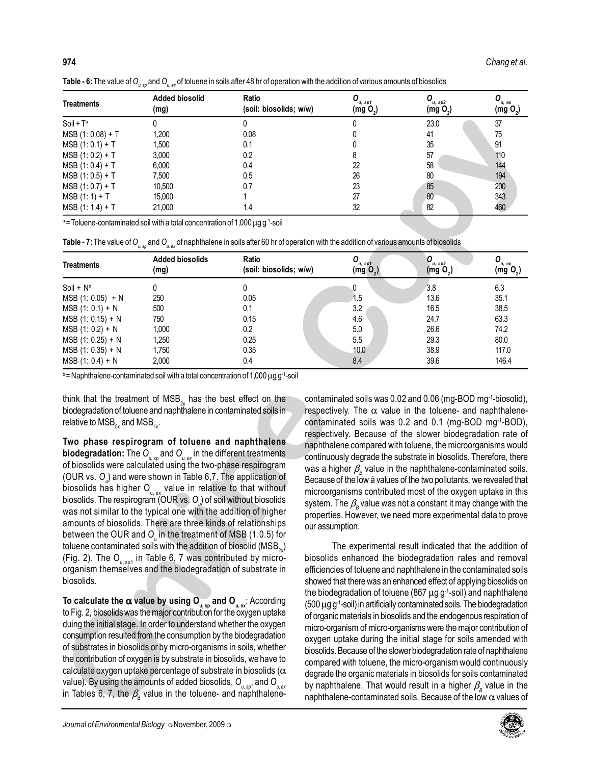**Table - 6:** The value of $O_{u,sp}$ and $O_{u,ex}$ of toluene in soils after 48 hr of operation with the addition of various amounts of biosolids

| Treatments | Added biosolid (mg) | Ratio (soil: biosolids; w/w) | $O_{u,sp1}$ (mg $O_2$) | $O_{u,sp2}$ (mg $O_2$) | $O_{u,ex}$ (mg $O_2$) |
|---|---|---|---|---|---|
| Soil + T[a] | 0 | 0 | 0 | 23.0 | 37 |
| MSB (1: 0.08) + T | 1,200 | 0.08 | 0 | 41 | 75 |
| MSB (1: 0.1) + T | 1,500 | 0.1 | 0 | 35 | 91 |
| MSB (1: 0.2) + T | 3,000 | 0.2 | 8 | 57 | 110 |
| MSB (1: 0.4) + T | 6,000 | 0.4 | 22 | 58 | 144 |
| MSB (1: 0.5) + T | 7,500 | 0.5 | 26 | 80 | 194 |
| MSB (1: 0.7) + T | 10,500 | 0.7 | 23 | 85 | 200 |
| MSB (1: 1) + T | 15,000 | 1 | 27 | 80 | 343 |
| MSB (1: 1.4) + T | 21,000 | 1.4 | 32 | 82 | 460 |

[a] = Toluene-contaminated soil with a total concentration of 1,000 μg g$^{-1}$-soil

**Table - 7:** The value of $O_{u,sp}$ and $O_{u,ex}$ of naphthalene in soils after 60 hr of operation with the addition of various amounts of biosolids

| Treatments | Added biosolids (mg) | Ratio (soil: biosolids; w/w) | $O_{u,sp1}$ (mg $O_2$) | $O_{u,sp2}$ (mg $O_2$) | $O_{u,ex}$ (mg $O_2$) |
|---|---|---|---|---|---|
| Soil + N[b] | 0 | 0 | 0 | 3.8 | 6.3 |
| MSB (1: 0.05) + N | 250 | 0.05 | 1.5 | 13.6 | 35.1 |
| MSB (1: 0.1) + N | 500 | 0.1 | 3.2 | 16.5 | 38.5 |
| MSB (1: 0.15) + N | 750 | 0.15 | 4.6 | 24.7 | 63.3 |
| MSB (1: 0.2) + N | 1,000 | 0.2 | 5.0 | 26.6 | 74.2 |
| MSB (1: 0.25) + N | 1,250 | 0.25 | 5.5 | 29.3 | 80.0 |
| MSB (1: 0.35) + N | 1,750 | 0.35 | 10.0 | 38.9 | 117.0 |
| MSB (1: 0.4) + N | 2,000 | 0.4 | 8.4 | 39.6 | 146.4 |

[b] = Naphthalene-contaminated soil with a total concentration of 1,000 μg g$^{-1}$-soil

think that the treatment of $MSB_{2x}$ has the best effect on the biodegradation of toluene and naphthalene in contaminated soils in relative to $MSB_{5x}$ and $MSB_{1x}$.

**Two phase respirogram of toluene and naphthalene biodegradation:** The $O_{u,sp}$ and $O_{u,ex}$ in the different treatments of biosolids were calculated using the two-phase respirogram (OUR vs. $O_u$) and were shown in Table 6,7. The application of biosolids has higher $O_{u,ex}$ value in relative to that without biosolids. The respirogram (OUR vs. $O_u$) of soil without biosolids was not similar to the typical one with the addition of higher amounts of biosolids. There are three kinds of relationships between the OUR and $O_u$ in the treatment of MSB (1:0.5) for toluene contaminated soils with the addition of biosolid ($MSB_{2x}$) (Fig. 2). The $O_{u,sp1}$ in Table 6, 7 was contributed by micro-organism themselves and the biodegradation of substrate in biosolids.

**To calculate the α value by using $O_{u,sp}$ and $O_{u,ex}$:** According to Fig. 2, biosolids was the major contribution for the oxygen uptake during the initial stage. In order to understand whether the oxygen consumption resulted from the consumption by the biodegradation of substrates in biosolids or by micro-organisms in soils, whether the contribution of oxygen is by substrate in biosolids, we have to calculate oxygen uptake percentage of substrate in biosolids (α value). By using the amounts of added biosolids, $O_{u,sp}$, and $O_{u,ex}$ in Tables 6, 7, the $\beta_B$ value in the toluene- and naphthalene-contaminated soils was 0.02 and 0.06 (mg-BOD mg$^{-1}$-biosolid), respectively. The α value in the toluene- and naphthalene-contaminated soils was 0.2 and 0.1 (mg-BOD mg$^{-1}$-BOD), respectively. Because of the slower biodegradation rate of naphthalene compared with toluene, the microorganisms would continuously degrade the substrate in biosolids. Therefore, there was a higher $\beta_B$ value in the naphthalene-contaminated soils. Because of the low á values of the two pollutants, we revealed that microorganisms contributed most of the oxygen uptake in this system. The $\beta_B$ value was not a constant it may change with the properties. However, we need more experimental data to prove our assumption.

The experimental result indicated that the addition of biosolids enhanced the biodegradation rates and removal efficiencies of toluene and naphthalene in the contaminated soils showed that there was an enhanced effect of applying biosolids on the biodegradation of toluene (867 μg g$^{-1}$-soil) and naphthalene (500 μg g$^{-1}$-soil) in artificially contaminated soils. The biodegradation of organic materials in biosolids and the endogenous respiration of micro-organism of micro-organisms were the major contribution of oxygen uptake during the initial stage for soils amended with biosolids. Because of the slower biodegradation rate of naphthalene compared with toluene, the micro-organism would continuously degrade the organic materials in biosolids for soils contaminated by naphthalene. That would result in a higher $\beta_B$ value in the naphthalene-contaminated soils. Because of the low α values of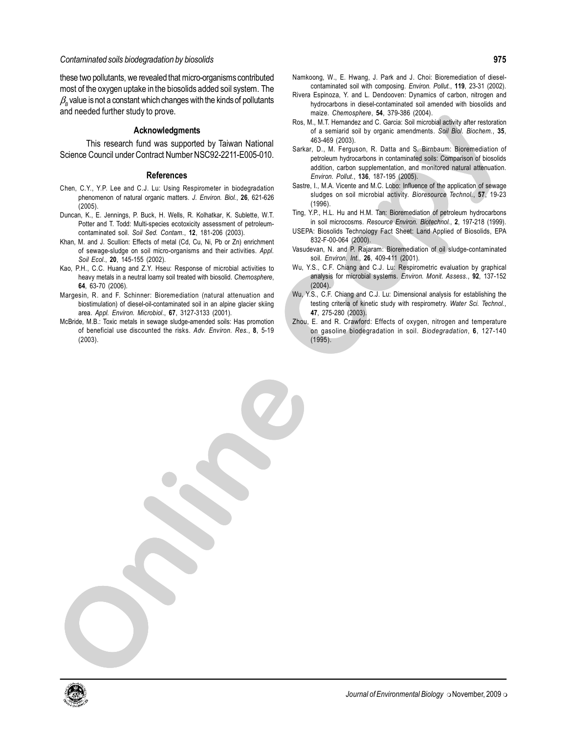these two pollutants, we revealed that micro-organisms contributed most of the oxygen uptake in the biosolids added soil system. The $\beta_B$ value is not a constant which changes with the kinds of pollutants and needed further study to prove.

## Acknowledgments

This research fund was supported by Taiwan National Science Council under Contract Number NSC92-2211-E005-010.

## References

Chen, C.Y., Y.P. Lee and C.J. Lu: Using Respirometer in biodegradation phenomenon of natural organic matters. *J. Environ. Biol.*, **26**, 621-626 (2005).

Duncan, K., E. Jennings, P. Buck, H. Wells, R. Kolhatkar, K. Sublette, W.T. Potter and T. Todd: Multi-species ecotoxicity assessment of petroleum-contaminated soil. *Soil Sed. Contam.*, **12**, 181-206 (2003).

Khan, M. and J. Scullion: Effects of metal (Cd, Cu, Ni, Pb or Zn) enrichment of sewage-sludge on soil micro-organisms and their activities. *Appl. Soil Ecol.*, **20**, 145-155 (2002).

Kao, P.H., C.C. Huang and Z.Y. Hseu: Response of microbial activities to heavy metals in a neutral loamy soil treated with biosolid. *Chemosphere*, **64**, 63-70 (2006).

Margesin, R. and F. Schinner: Bioremediation (natural attenuation and biostimulation) of diesel-oil-contaminated soil in an alpine glacier skiing area. *Appl. Environ. Microbiol.*, **67**, 3127-3133 (2001).

McBride, M.B.: Toxic metals in sewage sludge-amended soils: Has promotion of beneficial use discounted the risks. *Adv. Environ. Res.*, **8**, 5-19 (2003).

Namkoong, W., E. Hwang, J. Park and J. Choi: Bioremediation of diesel-contaminated soil with composing. *Environ. Pollut.*, **119**, 23-31 (2002).

Rivera Espinoza, Y. and L. Dendooven: Dynamics of carbon, nitrogen and hydrocarbons in diesel-contaminated soil amended with biosolids and maize. *Chemosphere*, **54**, 379-386 (2004).

Ros, M., M.T. Hernandez and C. Garcia: Soil microbial activity after restoration of a semiarid soil by organic amendments. *Soil Biol. Biochem.*, **35**, 463-469 (2003).

Sarkar, D., M. Ferguson, R. Datta and S. Birnbaum: Bioremediation of petroleum hydrocarbons in contaminated soils: Comparison of biosolids addition, carbon supplementation, and monitored natural attenuation. *Environ. Pollut.*, **136**, 187-195 (2005).

Sastre, I., M.A. Vicente and M.C. Lobo: Influence of the application of sewage sludges on soil microbial activity. *Bioresource Technol.*, **57**, 19-23 (1996).

Ting, Y.P., H.L. Hu and H.M. Tan: Bioremediation of petroleum hydrocarbons in soil microcosms. *Resource Environ. Biotechnol.*, **2**, 197-218 (1999).

USEPA: Biosolids Technology Fact Sheet: Land Applied of Biosolids, EPA 832-F-00-064 (2000).

Vasudevan, N. and P. Rajaram: Bioremediation of oil sludge-contaminated soil. *Environ. Int.*, **26**, 409-411 (2001).

Wu, Y.S., C.F. Chiang and C.J. Lu: Respirometric evaluation by graphical analysis for microbial systems. *Environ. Monit. Assess.*, **92**, 137-152 (2004).

Wu, Y.S., C.F. Chiang and C.J. Lu: Dimensional analysis for establishing the testing criteria of kinetic study with respirometry. *Water Sci. Technol.*, **47**, 275-280 (2003).

Zhou, E. and R. Crawford: Effects of oxygen, nitrogen and temperature on gasoline biodegradation in soil. *Biodegradation*, **6**, 127-140 (1995).